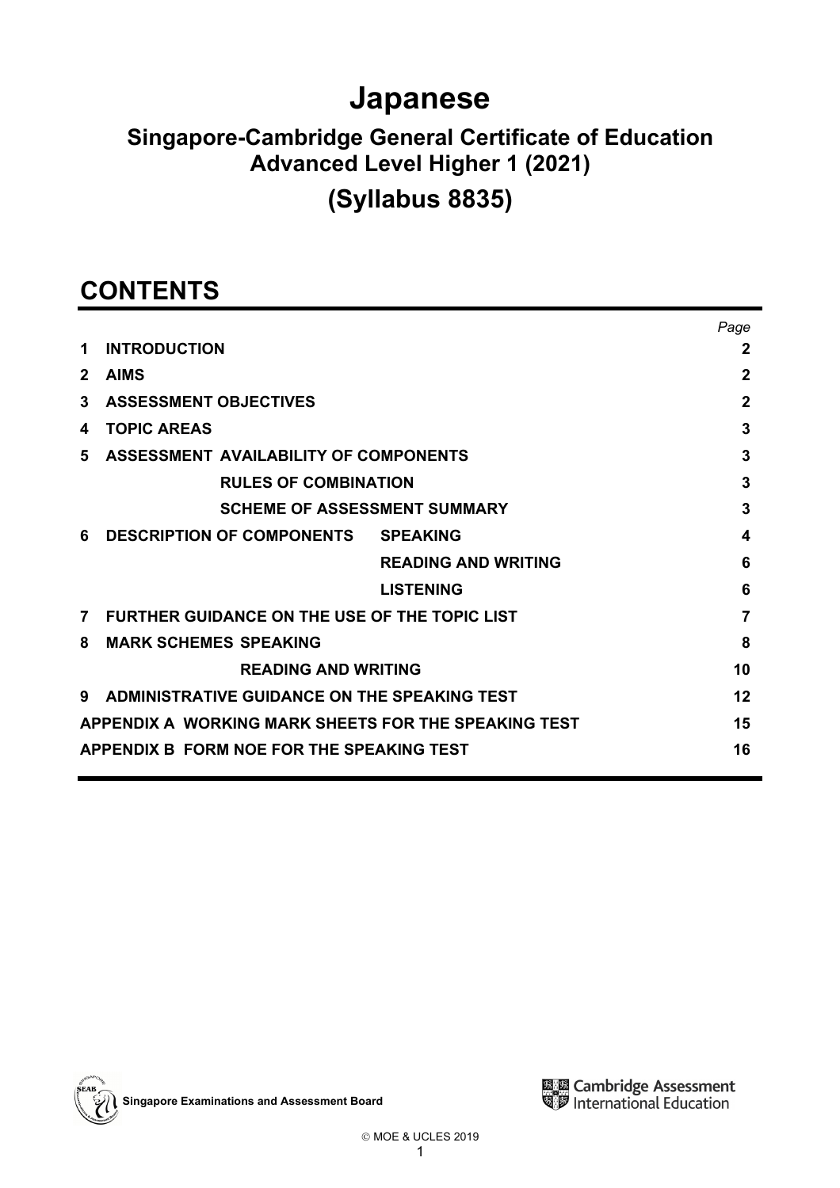# Japanese

## Singapore-Cambridge General Certificate of Education Advanced Level Higher 1 (2021)

## (Syllabus 8835)

# CONTENTS

| | | | *Page* |
|---|---|---|---|
| **1** | **INTRODUCTION** | | **2** |
| **2** | **AIMS** | | **2** |
| **3** | **ASSESSMENT OBJECTIVES** | | **2** |
| **4** | **TOPIC AREAS** | | **3** |
| **5** | **ASSESSMENT AVAILABILITY OF COMPONENTS** | | **3** |
| | **RULES OF COMBINATION** | | **3** |
| | **SCHEME OF ASSESSMENT SUMMARY** | | **3** |
| **6** | **DESCRIPTION OF COMPONENTS** | **SPEAKING** | **4** |
| | | **READING AND WRITING** | **6** |
| | | **LISTENING** | **6** |
| **7** | **FURTHER GUIDANCE ON THE USE OF THE TOPIC LIST** | | **7** |
| **8** | **MARK SCHEMES SPEAKING** | | **8** |
| | **READING AND WRITING** | | **10** |
| **9** | **ADMINISTRATIVE GUIDANCE ON THE SPEAKING TEST** | | **12** |
| **APPENDIX A** | **WORKING MARK SHEETS FOR THE SPEAKING TEST** | | **15** |
| **APPENDIX B** | **FORM NOE FOR THE SPEAKING TEST** | | **16** |

Singapore Examinations and Assessment Board

Cambridge Assessment International Education

© MOE & UCLES 2019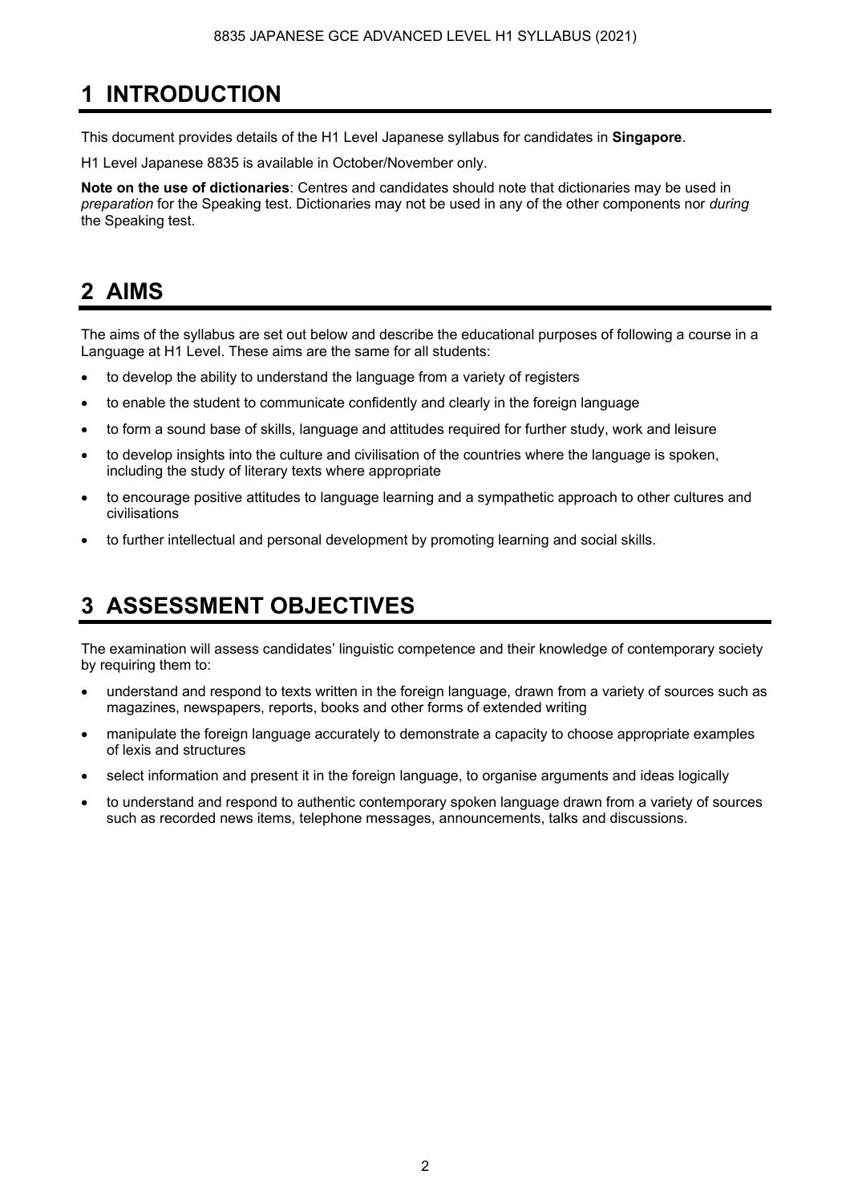# 1 INTRODUCTION

This document provides details of the H1 Level Japanese syllabus for candidates in **Singapore**.

H1 Level Japanese 8835 is available in October/November only.

**Note on the use of dictionaries**: Centres and candidates should note that dictionaries may be used in *preparation* for the Speaking test. Dictionaries may not be used in any of the other components nor *during* the Speaking test.

# 2 AIMS

The aims of the syllabus are set out below and describe the educational purposes of following a course in a Language at H1 Level. These aims are the same for all students:

- to develop the ability to understand the language from a variety of registers
- to enable the student to communicate confidently and clearly in the foreign language
- to form a sound base of skills, language and attitudes required for further study, work and leisure
- to develop insights into the culture and civilisation of the countries where the language is spoken, including the study of literary texts where appropriate
- to encourage positive attitudes to language learning and a sympathetic approach to other cultures and civilisations
- to further intellectual and personal development by promoting learning and social skills.

# 3 ASSESSMENT OBJECTIVES

The examination will assess candidates' linguistic competence and their knowledge of contemporary society by requiring them to:

- understand and respond to texts written in the foreign language, drawn from a variety of sources such as magazines, newspapers, reports, books and other forms of extended writing
- manipulate the foreign language accurately to demonstrate a capacity to choose appropriate examples of lexis and structures
- select information and present it in the foreign language, to organise arguments and ideas logically
- to understand and respond to authentic contemporary spoken language drawn from a variety of sources such as recorded news items, telephone messages, announcements, talks and discussions.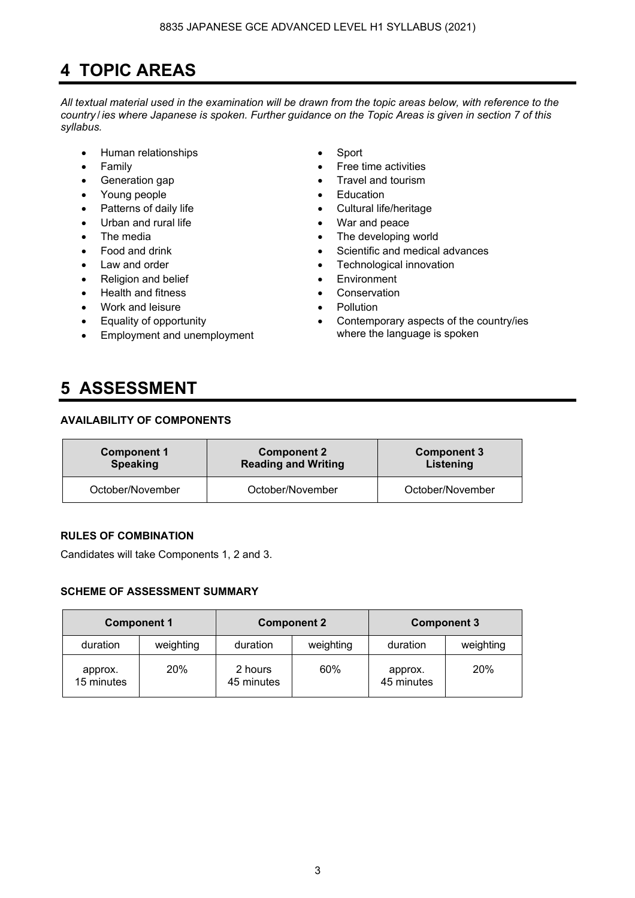# 4 TOPIC AREAS

*All textual material used in the examination will be drawn from the topic areas below, with reference to the country / ies where Japanese is spoken. Further guidance on the Topic Areas is given in section 7 of this syllabus.*

- Human relationships
- Family
- Generation gap
- Young people
- Patterns of daily life
- Urban and rural life
- The media
- Food and drink
- Law and order
- Religion and belief
- Health and fitness
- Work and leisure
- Equality of opportunity
- Employment and unemployment
- Sport
- Free time activities
- Travel and tourism
- Education
- Cultural life/heritage
- War and peace
- The developing world
- Scientific and medical advances
- Technological innovation
- Environment
- Conservation
- Pollution
- Contemporary aspects of the country/ies where the language is spoken

# 5 ASSESSMENT

**AVAILABILITY OF COMPONENTS**

| **Component 1 Speaking** | **Component 2 Reading and Writing** | **Component 3 Listening** |
|---|---|---|
| October/November | October/November | October/November |

**RULES OF COMBINATION**

Candidates will take Components 1, 2 and 3.

**SCHEME OF ASSESSMENT SUMMARY**

| **Component 1** | | **Component 2** | | **Component 3** | |
|---|---|---|---|---|---|
| duration | weighting | duration | weighting | duration | weighting |
| approx. 15 minutes | 20% | 2 hours 45 minutes | 60% | approx. 45 minutes | 20% |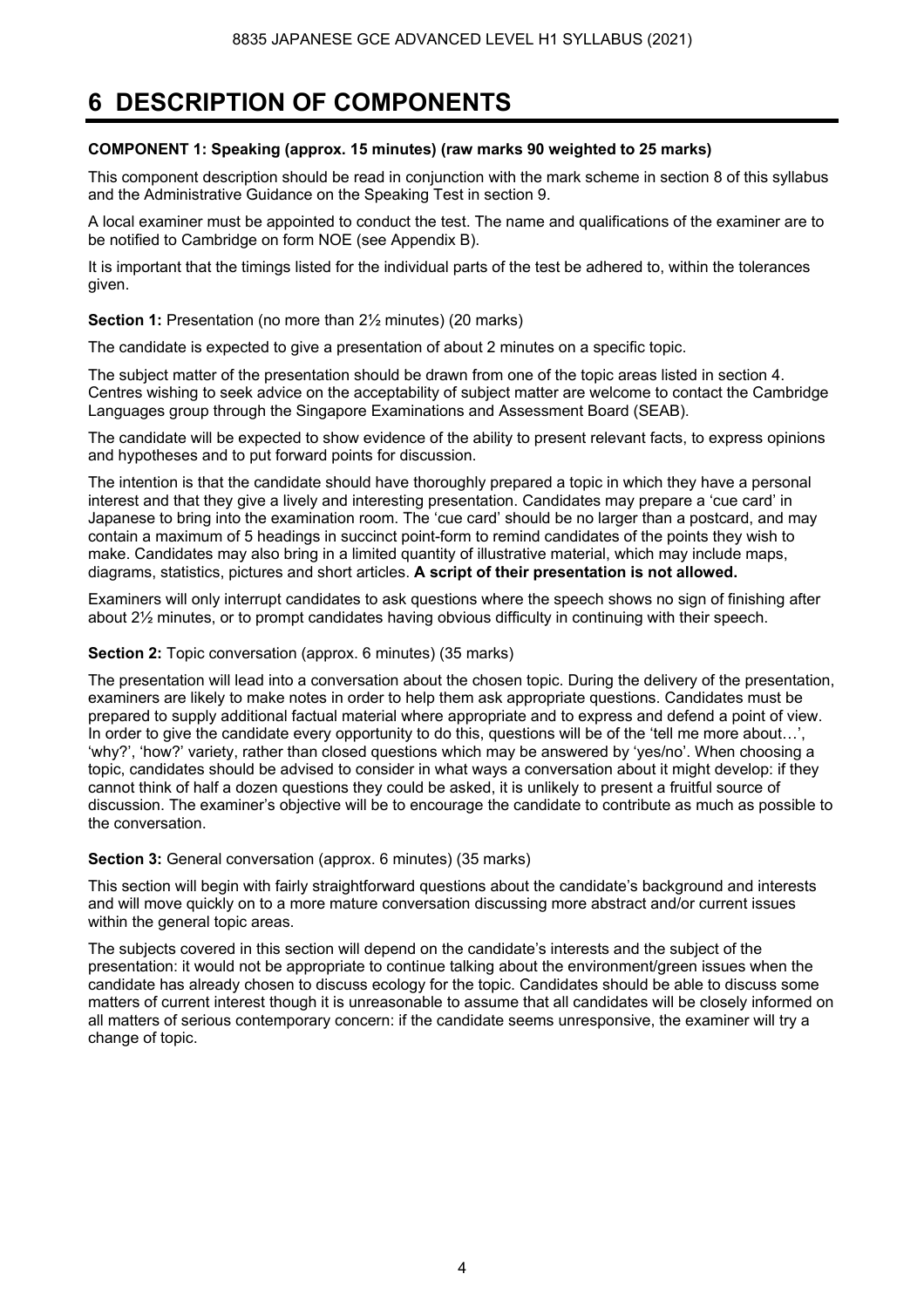# 6 DESCRIPTION OF COMPONENTS

**COMPONENT 1: Speaking (approx. 15 minutes) (raw marks 90 weighted to 25 marks)**

This component description should be read in conjunction with the mark scheme in section 8 of this syllabus and the Administrative Guidance on the Speaking Test in section 9.

A local examiner must be appointed to conduct the test. The name and qualifications of the examiner are to be notified to Cambridge on form NOE (see Appendix B).

It is important that the timings listed for the individual parts of the test be adhered to, within the tolerances given.

**Section 1:** Presentation (no more than 2½ minutes) (20 marks)

The candidate is expected to give a presentation of about 2 minutes on a specific topic.

The subject matter of the presentation should be drawn from one of the topic areas listed in section 4. Centres wishing to seek advice on the acceptability of subject matter are welcome to contact the Cambridge Languages group through the Singapore Examinations and Assessment Board (SEAB).

The candidate will be expected to show evidence of the ability to present relevant facts, to express opinions and hypotheses and to put forward points for discussion.

The intention is that the candidate should have thoroughly prepared a topic in which they have a personal interest and that they give a lively and interesting presentation. Candidates may prepare a 'cue card' in Japanese to bring into the examination room. The 'cue card' should be no larger than a postcard, and may contain a maximum of 5 headings in succinct point-form to remind candidates of the points they wish to make. Candidates may also bring in a limited quantity of illustrative material, which may include maps, diagrams, statistics, pictures and short articles. **A script of their presentation is not allowed.**

Examiners will only interrupt candidates to ask questions where the speech shows no sign of finishing after about 2½ minutes, or to prompt candidates having obvious difficulty in continuing with their speech.

**Section 2:** Topic conversation (approx. 6 minutes) (35 marks)

The presentation will lead into a conversation about the chosen topic. During the delivery of the presentation, examiners are likely to make notes in order to help them ask appropriate questions. Candidates must be prepared to supply additional factual material where appropriate and to express and defend a point of view. In order to give the candidate every opportunity to do this, questions will be of the 'tell me more about…', 'why?', 'how?' variety, rather than closed questions which may be answered by 'yes/no'. When choosing a topic, candidates should be advised to consider in what ways a conversation about it might develop: if they cannot think of half a dozen questions they could be asked, it is unlikely to present a fruitful source of discussion. The examiner's objective will be to encourage the candidate to contribute as much as possible to the conversation.

**Section 3:** General conversation (approx. 6 minutes) (35 marks)

This section will begin with fairly straightforward questions about the candidate's background and interests and will move quickly on to a more mature conversation discussing more abstract and/or current issues within the general topic areas.

The subjects covered in this section will depend on the candidate's interests and the subject of the presentation: it would not be appropriate to continue talking about the environment/green issues when the candidate has already chosen to discuss ecology for the topic. Candidates should be able to discuss some matters of current interest though it is unreasonable to assume that all candidates will be closely informed on all matters of serious contemporary concern: if the candidate seems unresponsive, the examiner will try a change of topic.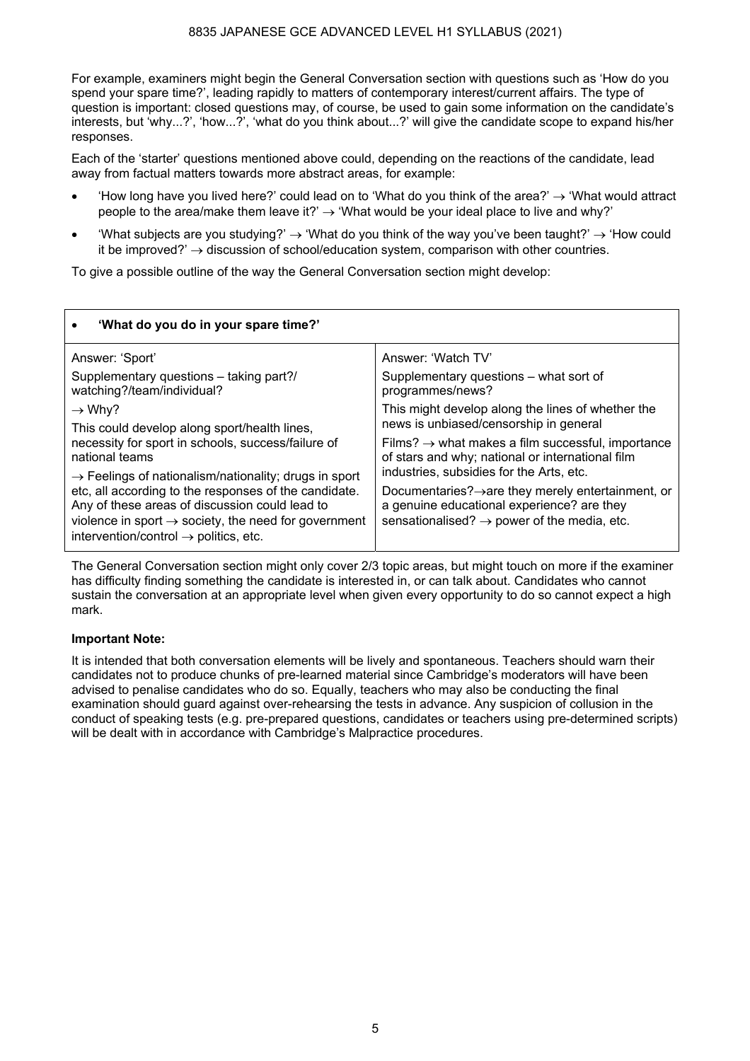For example, examiners might begin the General Conversation section with questions such as 'How do you spend your spare time?', leading rapidly to matters of contemporary interest/current affairs. The type of question is important: closed questions may, of course, be used to gain some information on the candidate's interests, but 'why...?', 'how...?', 'what do you think about...?' will give the candidate scope to expand his/her responses.

Each of the 'starter' questions mentioned above could, depending on the reactions of the candidate, lead away from factual matters towards more abstract areas, for example:

- 'How long have you lived here?' could lead on to 'What do you think of the area?' → 'What would attract people to the area/make them leave it?' → 'What would be your ideal place to live and why?'
- 'What subjects are you studying?' → 'What do you think of the way you've been taught?' → 'How could it be improved?' → discussion of school/education system, comparison with other countries.

To give a possible outline of the way the General Conversation section might develop:

| • **'What do you do in your spare time?'** | |
|---|---|
| Answer: 'Sport'<br>Supplementary questions – taking part?/ watching?/team/individual?<br>→ Why?<br>This could develop along sport/health lines, necessity for sport in schools, success/failure of national teams<br>→ Feelings of nationalism/nationality; drugs in sport etc, all according to the responses of the candidate. Any of these areas of discussion could lead to violence in sport → society, the need for government intervention/control → politics, etc. | Answer: 'Watch TV'<br>Supplementary questions – what sort of programmes/news?<br>This might develop along the lines of whether the news is unbiased/censorship in general<br>Films? → what makes a film successful, importance of stars and why; national or international film industries, subsidies for the Arts, etc.<br>Documentaries?→are they merely entertainment, or a genuine educational experience? are they sensationalised? → power of the media, etc. |

The General Conversation section might only cover 2/3 topic areas, but might touch on more if the examiner has difficulty finding something the candidate is interested in, or can talk about. Candidates who cannot sustain the conversation at an appropriate level when given every opportunity to do so cannot expect a high mark.

**Important Note:**

It is intended that both conversation elements will be lively and spontaneous. Teachers should warn their candidates not to produce chunks of pre-learned material since Cambridge's moderators will have been advised to penalise candidates who do so. Equally, teachers who may also be conducting the final examination should guard against over-rehearsing the tests in advance. Any suspicion of collusion in the conduct of speaking tests (e.g. pre-prepared questions, candidates or teachers using pre-determined scripts) will be dealt with in accordance with Cambridge's Malpractice procedures.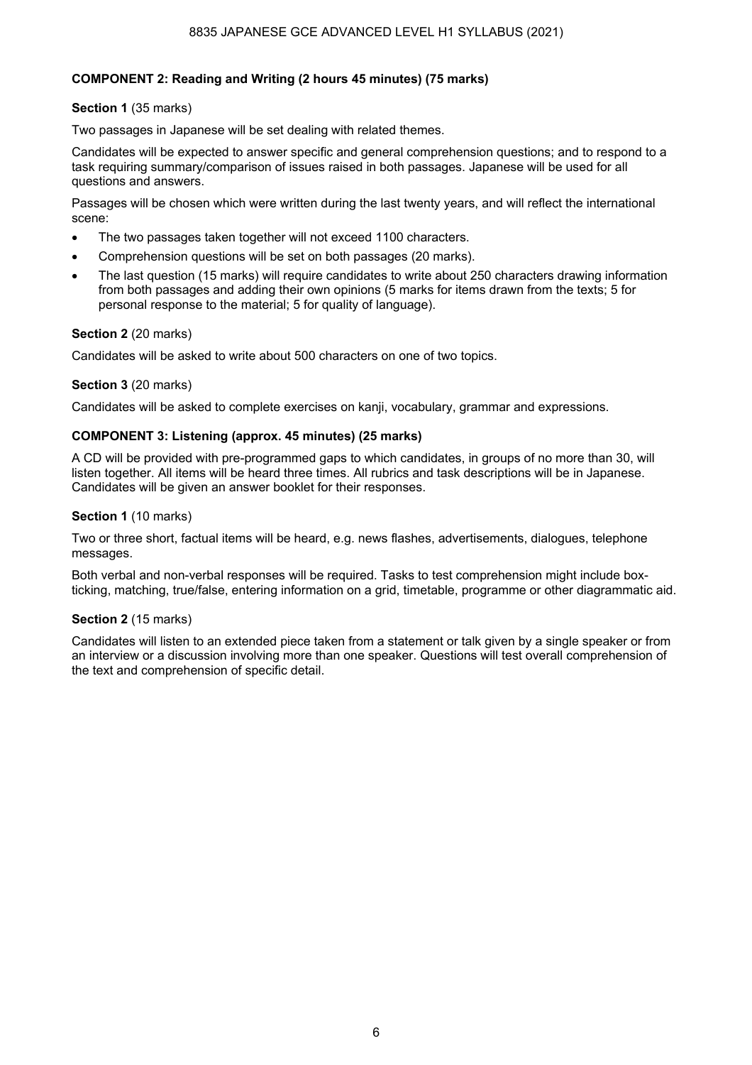**COMPONENT 2: Reading and Writing (2 hours 45 minutes) (75 marks)**

**Section 1** (35 marks)

Two passages in Japanese will be set dealing with related themes.

Candidates will be expected to answer specific and general comprehension questions; and to respond to a task requiring summary/comparison of issues raised in both passages. Japanese will be used for all questions and answers.

Passages will be chosen which were written during the last twenty years, and will reflect the international scene:

- The two passages taken together will not exceed 1100 characters.
- Comprehension questions will be set on both passages (20 marks).
- The last question (15 marks) will require candidates to write about 250 characters drawing information from both passages and adding their own opinions (5 marks for items drawn from the texts; 5 for personal response to the material; 5 for quality of language).

**Section 2** (20 marks)

Candidates will be asked to write about 500 characters on one of two topics.

**Section 3** (20 marks)

Candidates will be asked to complete exercises on kanji, vocabulary, grammar and expressions.

**COMPONENT 3: Listening (approx. 45 minutes) (25 marks)**

A CD will be provided with pre-programmed gaps to which candidates, in groups of no more than 30, will listen together. All items will be heard three times. All rubrics and task descriptions will be in Japanese. Candidates will be given an answer booklet for their responses.

**Section 1** (10 marks)

Two or three short, factual items will be heard, e.g. news flashes, advertisements, dialogues, telephone messages.

Both verbal and non-verbal responses will be required. Tasks to test comprehension might include box-ticking, matching, true/false, entering information on a grid, timetable, programme or other diagrammatic aid.

**Section 2** (15 marks)

Candidates will listen to an extended piece taken from a statement or talk given by a single speaker or from an interview or a discussion involving more than one speaker. Questions will test overall comprehension of the text and comprehension of specific detail.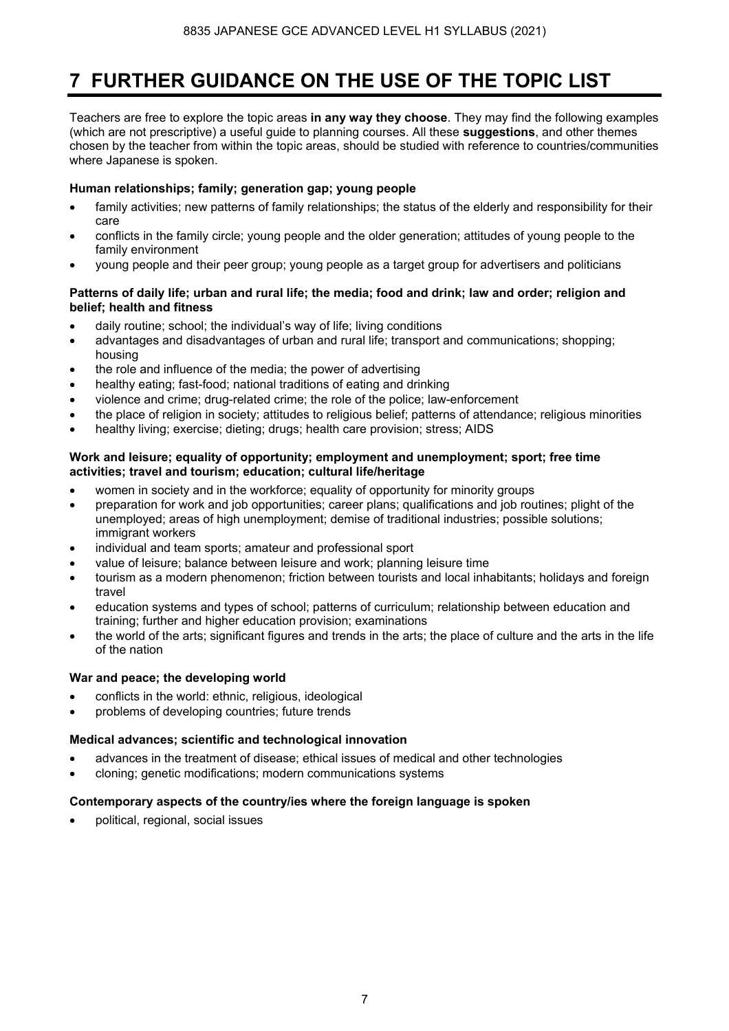# 7 FURTHER GUIDANCE ON THE USE OF THE TOPIC LIST

Teachers are free to explore the topic areas **in any way they choose**. They may find the following examples (which are not prescriptive) a useful guide to planning courses. All these **suggestions**, and other themes chosen by the teacher from within the topic areas, should be studied with reference to countries/communities where Japanese is spoken.

**Human relationships; family; generation gap; young people**

- family activities; new patterns of family relationships; the status of the elderly and responsibility for their care
- conflicts in the family circle; young people and the older generation; attitudes of young people to the family environment
- young people and their peer group; young people as a target group for advertisers and politicians

**Patterns of daily life; urban and rural life; the media; food and drink; law and order; religion and belief; health and fitness**

- daily routine; school; the individual's way of life; living conditions
- advantages and disadvantages of urban and rural life; transport and communications; shopping; housing
- the role and influence of the media; the power of advertising
- healthy eating; fast-food; national traditions of eating and drinking
- violence and crime; drug-related crime; the role of the police; law-enforcement
- the place of religion in society; attitudes to religious belief; patterns of attendance; religious minorities
- healthy living; exercise; dieting; drugs; health care provision; stress; AIDS

**Work and leisure; equality of opportunity; employment and unemployment; sport; free time activities; travel and tourism; education; cultural life/heritage**

- women in society and in the workforce; equality of opportunity for minority groups
- preparation for work and job opportunities; career plans; qualifications and job routines; plight of the unemployed; areas of high unemployment; demise of traditional industries; possible solutions; immigrant workers
- individual and team sports; amateur and professional sport
- value of leisure; balance between leisure and work; planning leisure time
- tourism as a modern phenomenon; friction between tourists and local inhabitants; holidays and foreign travel
- education systems and types of school; patterns of curriculum; relationship between education and training; further and higher education provision; examinations
- the world of the arts; significant figures and trends in the arts; the place of culture and the arts in the life of the nation

**War and peace; the developing world**

- conflicts in the world: ethnic, religious, ideological
- problems of developing countries; future trends

**Medical advances; scientific and technological innovation**

- advances in the treatment of disease; ethical issues of medical and other technologies
- cloning; genetic modifications; modern communications systems

**Contemporary aspects of the country/ies where the foreign language is spoken**

- political, regional, social issues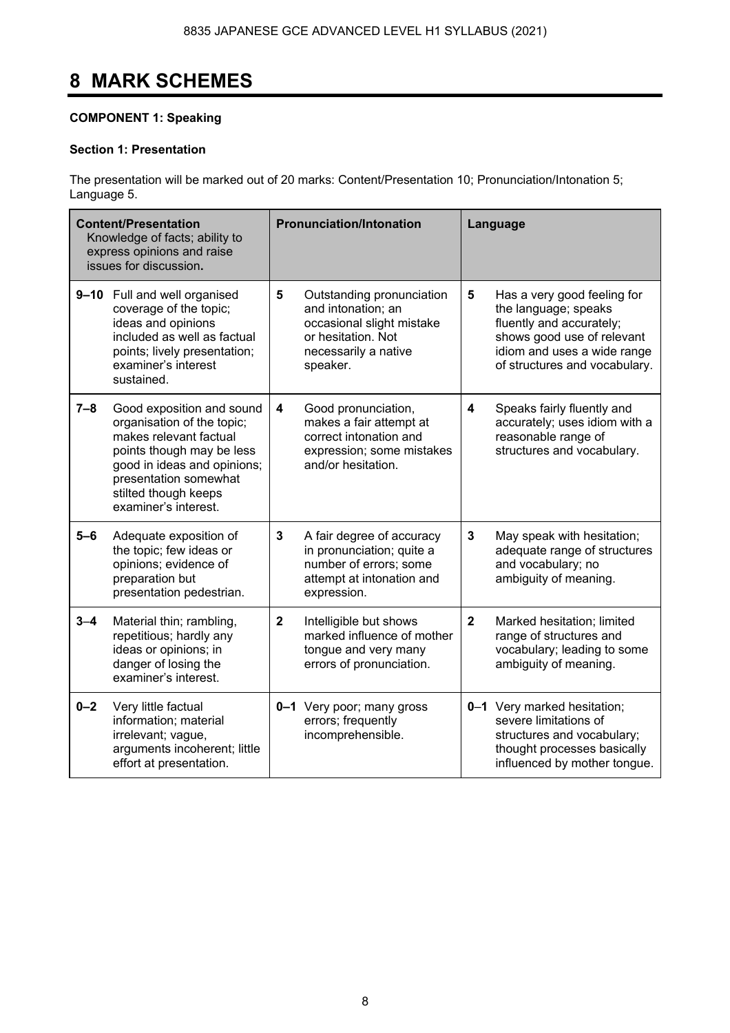# 8 MARK SCHEMES

**COMPONENT 1: Speaking**

**Section 1: Presentation**

The presentation will be marked out of 20 marks: Content/Presentation 10; Pronunciation/Intonation 5; Language 5.

| **Content/Presentation** Knowledge of facts; ability to express opinions and raise issues for discussion. | | **Pronunciation/Intonation** | | **Language** | |
|---|---|---|---|---|---|
| **9–10** | Full and well organised coverage of the topic; ideas and opinions included as well as factual points; lively presentation; examiner's interest sustained. | **5** | Outstanding pronunciation and intonation; an occasional slight mistake or hesitation. Not necessarily a native speaker. | **5** | Has a very good feeling for the language; speaks fluently and accurately; shows good use of relevant idiom and uses a wide range of structures and vocabulary. |
| **7–8** | Good exposition and sound organisation of the topic; makes relevant factual points though may be less good in ideas and opinions; presentation somewhat stilted though keeps examiner's interest. | **4** | Good pronunciation, makes a fair attempt at correct intonation and expression; some mistakes and/or hesitation. | **4** | Speaks fairly fluently and accurately; uses idiom with a reasonable range of structures and vocabulary. |
| **5–6** | Adequate exposition of the topic; few ideas or opinions; evidence of preparation but presentation pedestrian. | **3** | A fair degree of accuracy in pronunciation; quite a number of errors; some attempt at intonation and expression. | **3** | May speak with hesitation; adequate range of structures and vocabulary; no ambiguity of meaning. |
| **3–4** | Material thin; rambling, repetitious; hardly any ideas or opinions; in danger of losing the examiner's interest. | **2** | Intelligible but shows marked influence of mother tongue and very many errors of pronunciation. | **2** | Marked hesitation; limited range of structures and vocabulary; leading to some ambiguity of meaning. |
| **0–2** | Very little factual information; material irrelevant; vague, arguments incoherent; little effort at presentation. | **0–1** | Very poor; many gross errors; frequently incomprehensible. | **0–1** | Very marked hesitation; severe limitations of structures and vocabulary; thought processes basically influenced by mother tongue. |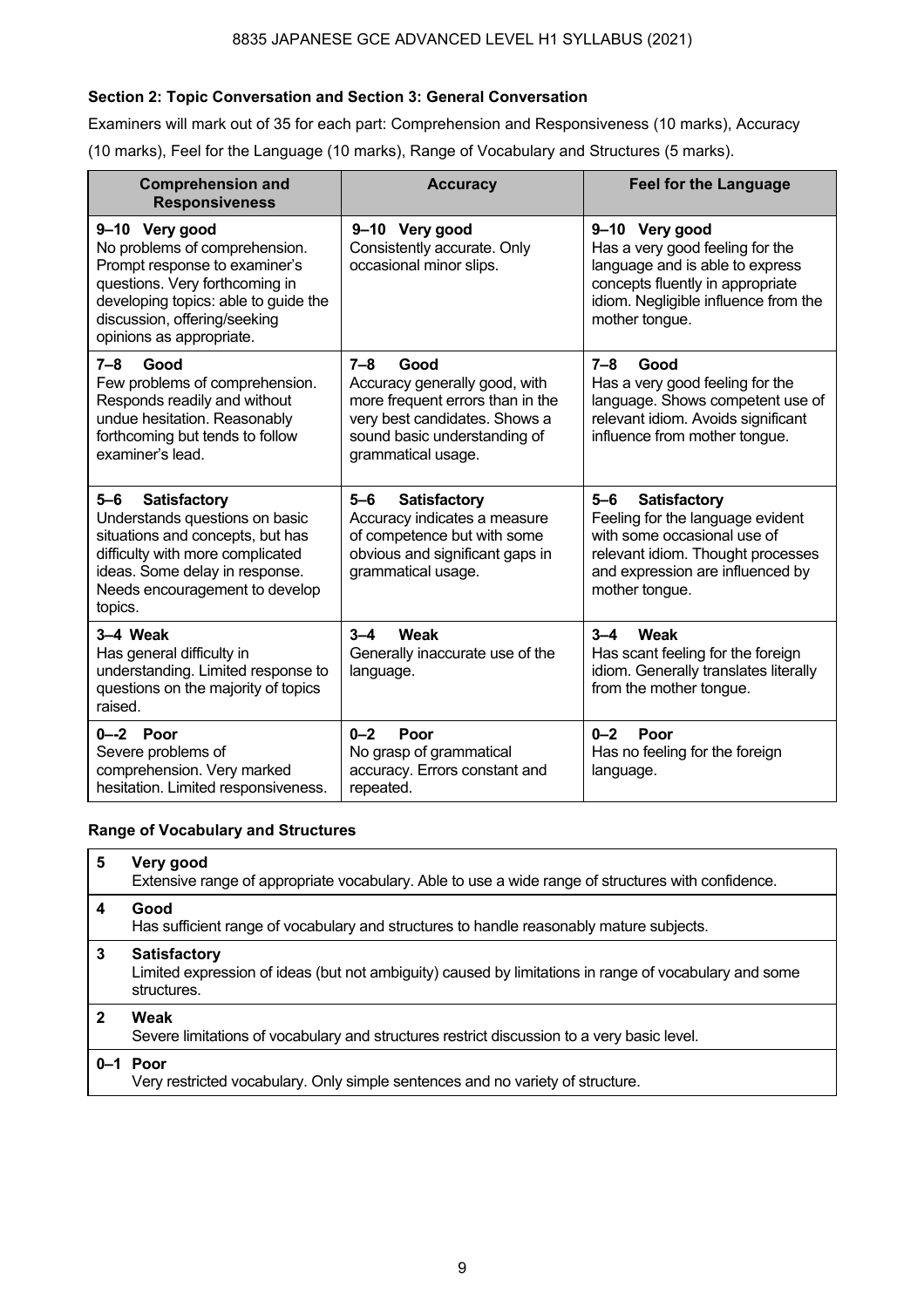**Section 2: Topic Conversation and Section 3: General Conversation**

Examiners will mark out of 35 for each part: Comprehension and Responsiveness (10 marks), Accuracy (10 marks), Feel for the Language (10 marks), Range of Vocabulary and Structures (5 marks).

| Comprehension and Responsiveness | Accuracy | Feel for the Language |
|---|---|---|
| **9–10 Very good**<br>No problems of comprehension. Prompt response to examiner's questions. Very forthcoming in developing topics: able to guide the discussion, offering/seeking opinions as appropriate. | **9–10 Very good**<br>Consistently accurate. Only occasional minor slips. | **9–10 Very good**<br>Has a very good feeling for the language and is able to express concepts fluently in appropriate idiom. Negligible influence from the mother tongue. |
| **7–8 Good**<br>Few problems of comprehension. Responds readily and without undue hesitation. Reasonably forthcoming but tends to follow examiner's lead. | **7–8 Good**<br>Accuracy generally good, with more frequent errors than in the very best candidates. Shows a sound basic understanding of grammatical usage. | **7–8 Good**<br>Has a very good feeling for the language. Shows competent use of relevant idiom. Avoids significant influence from mother tongue. |
| **5–6 Satisfactory**<br>Understands questions on basic situations and concepts, but has difficulty with more complicated ideas. Some delay in response. Needs encouragement to develop topics. | **5–6 Satisfactory**<br>Accuracy indicates a measure of competence but with some obvious and significant gaps in grammatical usage. | **5–6 Satisfactory**<br>Feeling for the language evident with some occasional use of relevant idiom. Thought processes and expression are influenced by mother tongue. |
| **3–4 Weak**<br>Has general difficulty in understanding. Limited response to questions on the majority of topics raised. | **3–4 Weak**<br>Generally inaccurate use of the language. | **3–4 Weak**<br>Has scant feeling for the foreign idiom. Generally translates literally from the mother tongue. |
| **0–-2 Poor**<br>Severe problems of comprehension. Very marked hesitation. Limited responsiveness. | **0–2 Poor**<br>No grasp of grammatical accuracy. Errors constant and repeated. | **0–2 Poor**<br>Has no feeling for the foreign language. |

**Range of Vocabulary and Structures**

| Mark | Descriptor |
|---|---|
| **5** | **Very good**<br>Extensive range of appropriate vocabulary. Able to use a wide range of structures with confidence. |
| **4** | **Good**<br>Has sufficient range of vocabulary and structures to handle reasonably mature subjects. |
| **3** | **Satisfactory**<br>Limited expression of ideas (but not ambiguity) caused by limitations in range of vocabulary and some structures. |
| **2** | **Weak**<br>Severe limitations of vocabulary and structures restrict discussion to a very basic level. |
| **0–1** | **Poor**<br>Very restricted vocabulary. Only simple sentences and no variety of structure. |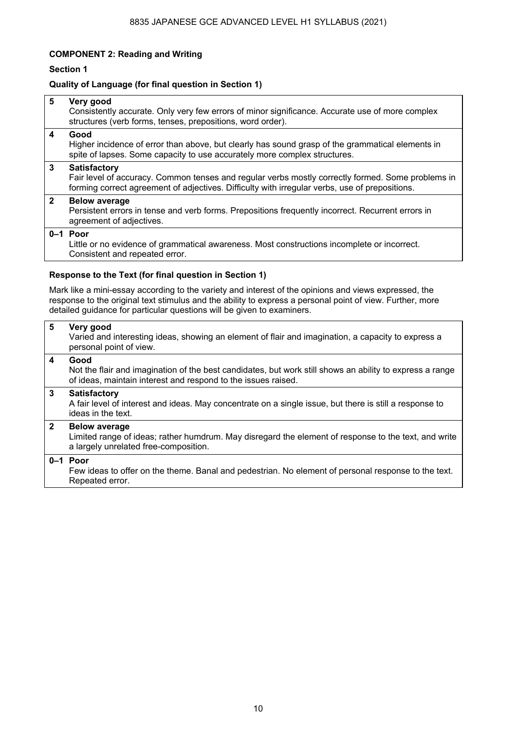**COMPONENT 2: Reading and Writing**

**Section 1**

**Quality of Language (for final question in Section 1)**

| | |
|---|---|
| **5** | **Very good**<br>Consistently accurate. Only very few errors of minor significance. Accurate use of more complex structures (verb forms, tenses, prepositions, word order). |
| **4** | **Good**<br>Higher incidence of error than above, but clearly has sound grasp of the grammatical elements in spite of lapses. Some capacity to use accurately more complex structures. |
| **3** | **Satisfactory**<br>Fair level of accuracy. Common tenses and regular verbs mostly correctly formed. Some problems in forming correct agreement of adjectives. Difficulty with irregular verbs, use of prepositions. |
| **2** | **Below average**<br>Persistent errors in tense and verb forms. Prepositions frequently incorrect. Recurrent errors in agreement of adjectives. |
| **0–1** | **Poor**<br>Little or no evidence of grammatical awareness. Most constructions incomplete or incorrect. Consistent and repeated error. |

**Response to the Text (for final question in Section 1)**

Mark like a mini-essay according to the variety and interest of the opinions and views expressed, the response to the original text stimulus and the ability to express a personal point of view. Further, more detailed guidance for particular questions will be given to examiners.

| | |
|---|---|
| **5** | **Very good**<br>Varied and interesting ideas, showing an element of flair and imagination, a capacity to express a personal point of view. |
| **4** | **Good**<br>Not the flair and imagination of the best candidates, but work still shows an ability to express a range of ideas, maintain interest and respond to the issues raised. |
| **3** | **Satisfactory**<br>A fair level of interest and ideas. May concentrate on a single issue, but there is still a response to ideas in the text. |
| **2** | **Below average**<br>Limited range of ideas; rather humdrum. May disregard the element of response to the text, and write a largely unrelated free-composition. |
| **0–1** | **Poor**<br>Few ideas to offer on the theme. Banal and pedestrian. No element of personal response to the text. Repeated error. |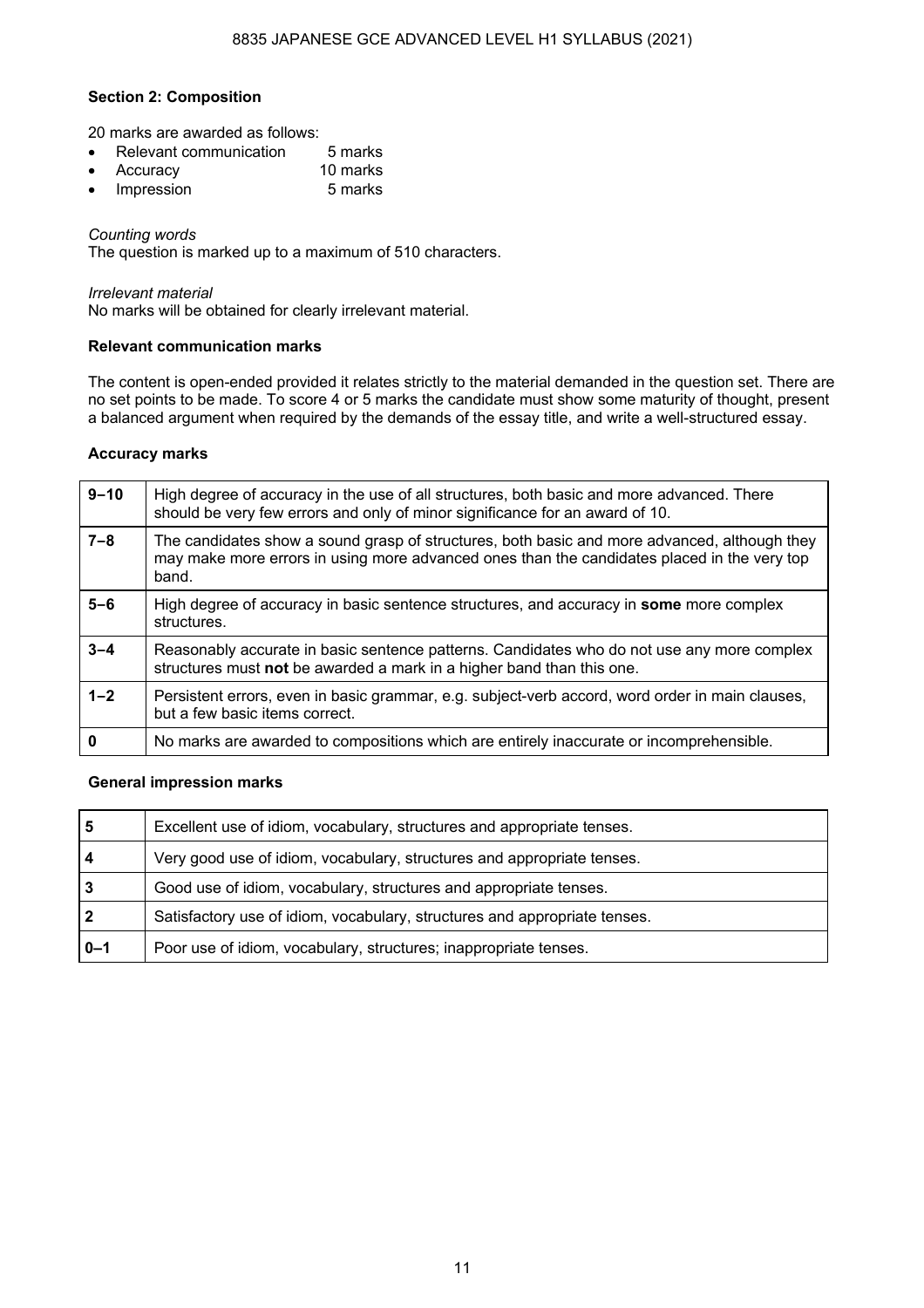**Section 2: Composition**

20 marks are awarded as follows:

- Relevant communication 5 marks
- Accuracy 10 marks
- Impression 5 marks

*Counting words*
The question is marked up to a maximum of 510 characters.

*Irrelevant material*
No marks will be obtained for clearly irrelevant material.

**Relevant communication marks**

The content is open-ended provided it relates strictly to the material demanded in the question set. There are no set points to be made. To score 4 or 5 marks the candidate must show some maturity of thought, present a balanced argument when required by the demands of the essay title, and write a well-structured essay.

**Accuracy marks**

| | |
|---|---|
| **9–10** | High degree of accuracy in the use of all structures, both basic and more advanced. There should be very few errors and only of minor significance for an award of 10. |
| **7–8** | The candidates show a sound grasp of structures, both basic and more advanced, although they may make more errors in using more advanced ones than the candidates placed in the very top band. |
| **5–6** | High degree of accuracy in basic sentence structures, and accuracy in **some** more complex structures. |
| **3–4** | Reasonably accurate in basic sentence patterns. Candidates who do not use any more complex structures must **not** be awarded a mark in a higher band than this one. |
| **1–2** | Persistent errors, even in basic grammar, e.g. subject-verb accord, word order in main clauses, but a few basic items correct. |
| **0** | No marks are awarded to compositions which are entirely inaccurate or incomprehensible. |

**General impression marks**

| | |
|---|---|
| **5** | Excellent use of idiom, vocabulary, structures and appropriate tenses. |
| **4** | Very good use of idiom, vocabulary, structures and appropriate tenses. |
| **3** | Good use of idiom, vocabulary, structures and appropriate tenses. |
| **2** | Satisfactory use of idiom, vocabulary, structures and appropriate tenses. |
| **0–1** | Poor use of idiom, vocabulary, structures; inappropriate tenses. |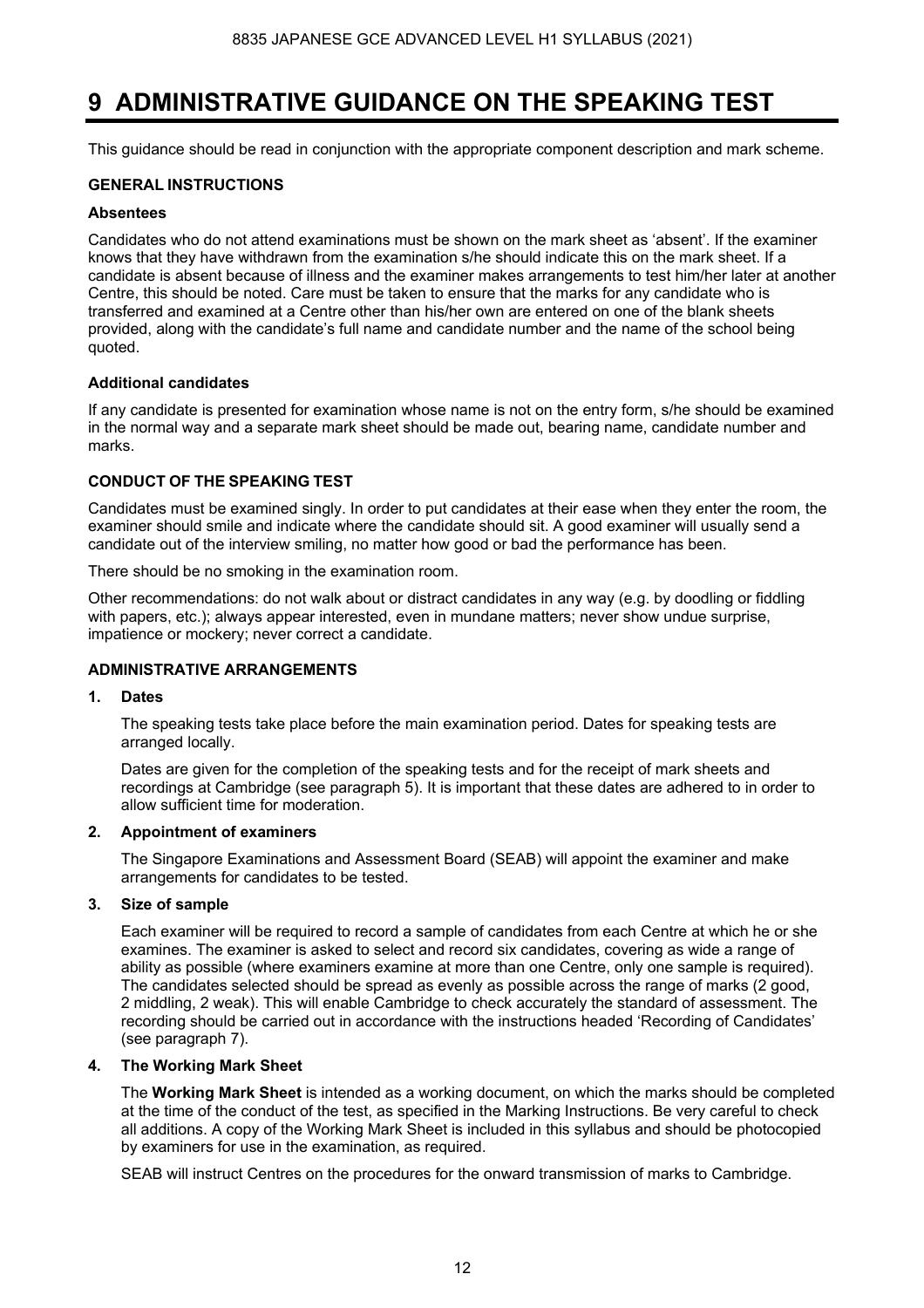# 9 ADMINISTRATIVE GUIDANCE ON THE SPEAKING TEST

This guidance should be read in conjunction with the appropriate component description and mark scheme.

**GENERAL INSTRUCTIONS**

**Absentees**

Candidates who do not attend examinations must be shown on the mark sheet as 'absent'. If the examiner knows that they have withdrawn from the examination s/he should indicate this on the mark sheet. If a candidate is absent because of illness and the examiner makes arrangements to test him/her later at another Centre, this should be noted. Care must be taken to ensure that the marks for any candidate who is transferred and examined at a Centre other than his/her own are entered on one of the blank sheets provided, along with the candidate's full name and candidate number and the name of the school being quoted.

**Additional candidates**

If any candidate is presented for examination whose name is not on the entry form, s/he should be examined in the normal way and a separate mark sheet should be made out, bearing name, candidate number and marks.

**CONDUCT OF THE SPEAKING TEST**

Candidates must be examined singly. In order to put candidates at their ease when they enter the room, the examiner should smile and indicate where the candidate should sit. A good examiner will usually send a candidate out of the interview smiling, no matter how good or bad the performance has been.

There should be no smoking in the examination room.

Other recommendations: do not walk about or distract candidates in any way (e.g. by doodling or fiddling with papers, etc.); always appear interested, even in mundane matters; never show undue surprise, impatience or mockery; never correct a candidate.

**ADMINISTRATIVE ARRANGEMENTS**

**1. Dates**

The speaking tests take place before the main examination period. Dates for speaking tests are arranged locally.

Dates are given for the completion of the speaking tests and for the receipt of mark sheets and recordings at Cambridge (see paragraph 5). It is important that these dates are adhered to in order to allow sufficient time for moderation.

**2. Appointment of examiners**

The Singapore Examinations and Assessment Board (SEAB) will appoint the examiner and make arrangements for candidates to be tested.

**3. Size of sample**

Each examiner will be required to record a sample of candidates from each Centre at which he or she examines. The examiner is asked to select and record six candidates, covering as wide a range of ability as possible (where examiners examine at more than one Centre, only one sample is required). The candidates selected should be spread as evenly as possible across the range of marks (2 good, 2 middling, 2 weak). This will enable Cambridge to check accurately the standard of assessment. The recording should be carried out in accordance with the instructions headed 'Recording of Candidates' (see paragraph 7).

**4. The Working Mark Sheet**

The **Working Mark Sheet** is intended as a working document, on which the marks should be completed at the time of the conduct of the test, as specified in the Marking Instructions. Be very careful to check all additions. A copy of the Working Mark Sheet is included in this syllabus and should be photocopied by examiners for use in the examination, as required.

SEAB will instruct Centres on the procedures for the onward transmission of marks to Cambridge.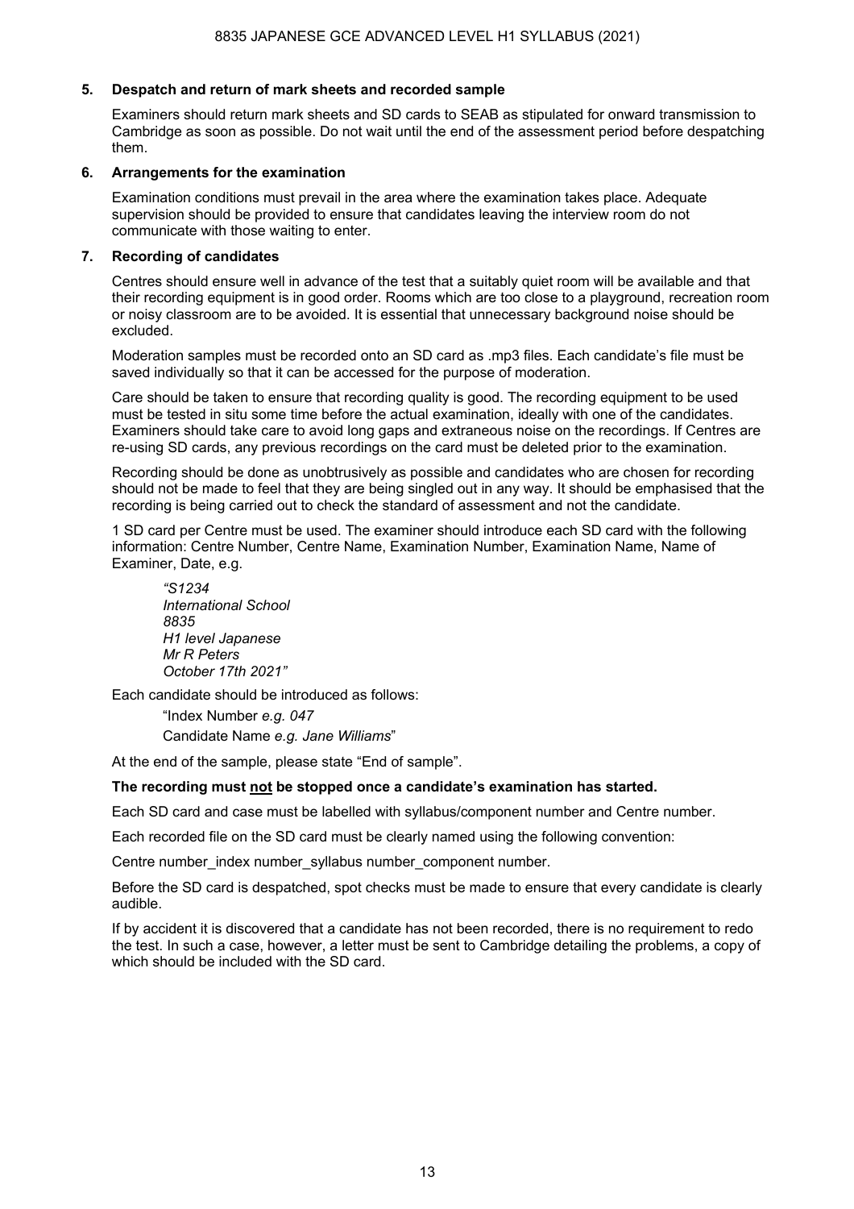### 5. Despatch and return of mark sheets and recorded sample

Examiners should return mark sheets and SD cards to SEAB as stipulated for onward transmission to Cambridge as soon as possible. Do not wait until the end of the assessment period before despatching them.

### 6. Arrangements for the examination

Examination conditions must prevail in the area where the examination takes place. Adequate supervision should be provided to ensure that candidates leaving the interview room do not communicate with those waiting to enter.

### 7. Recording of candidates

Centres should ensure well in advance of the test that a suitably quiet room will be available and that their recording equipment is in good order. Rooms which are too close to a playground, recreation room or noisy classroom are to be avoided. It is essential that unnecessary background noise should be excluded.

Moderation samples must be recorded onto an SD card as .mp3 files. Each candidate's file must be saved individually so that it can be accessed for the purpose of moderation.

Care should be taken to ensure that recording quality is good. The recording equipment to be used must be tested in situ some time before the actual examination, ideally with one of the candidates. Examiners should take care to avoid long gaps and extraneous noise on the recordings. If Centres are re-using SD cards, any previous recordings on the card must be deleted prior to the examination.

Recording should be done as unobtrusively as possible and candidates who are chosen for recording should not be made to feel that they are being singled out in any way. It should be emphasised that the recording is being carried out to check the standard of assessment and not the candidate.

1 SD card per Centre must be used. The examiner should introduce each SD card with the following information: Centre Number, Centre Name, Examination Number, Examination Name, Name of Examiner, Date, e.g.

> *"S1234*
> *International School*
> *8835*
> *H1 level Japanese*
> *Mr R Peters*
> *October 17th 2021"*

Each candidate should be introduced as follows:

> "Index Number *e.g. 047*
> Candidate Name *e.g. Jane Williams*"

At the end of the sample, please state "End of sample".

**The recording must not be stopped once a candidate's examination has started.**

Each SD card and case must be labelled with syllabus/component number and Centre number.

Each recorded file on the SD card must be clearly named using the following convention:

Centre number_index number_syllabus number_component number.

Before the SD card is despatched, spot checks must be made to ensure that every candidate is clearly audible.

If by accident it is discovered that a candidate has not been recorded, there is no requirement to redo the test. In such a case, however, a letter must be sent to Cambridge detailing the problems, a copy of which should be included with the SD card.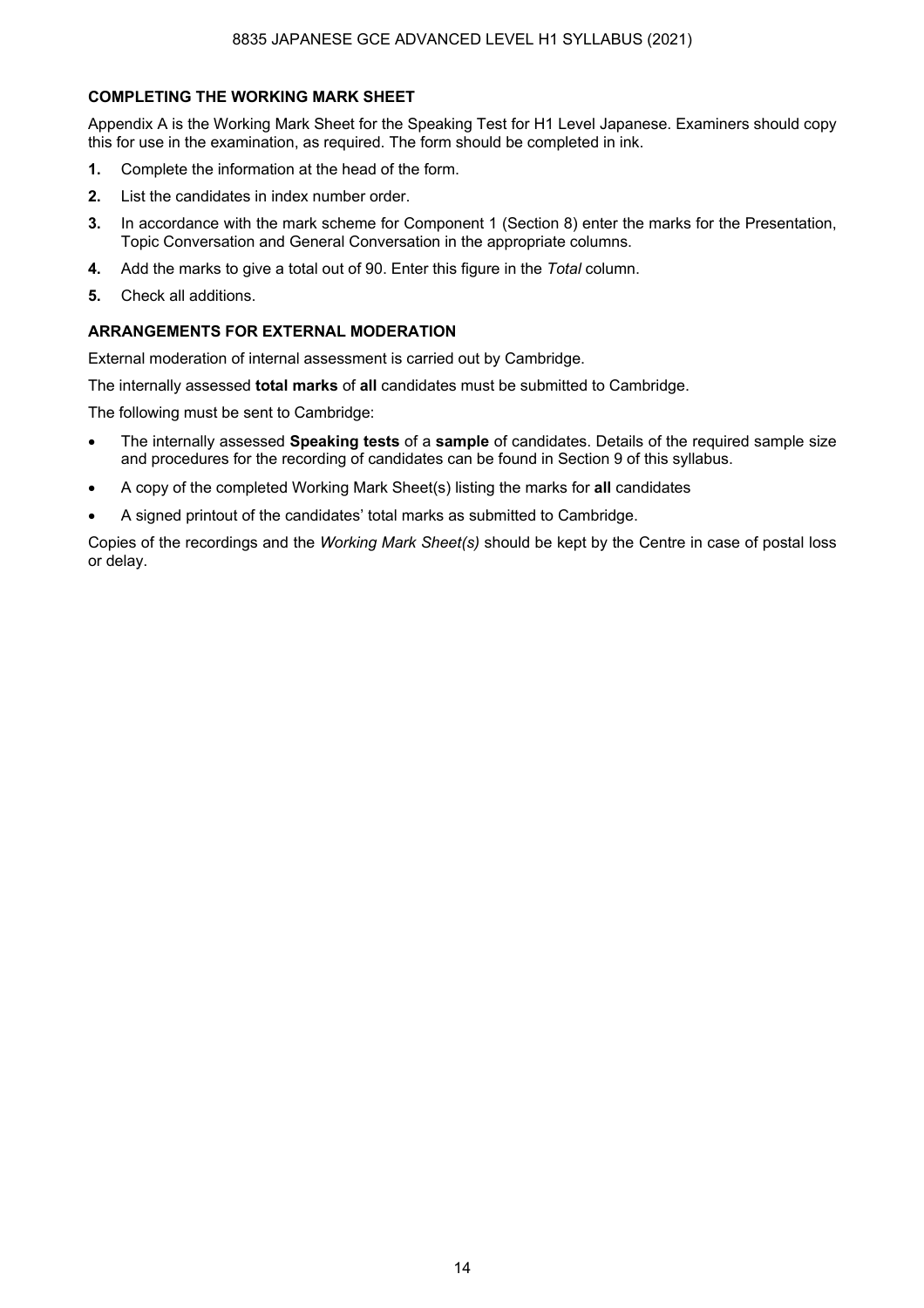### COMPLETING THE WORKING MARK SHEET

Appendix A is the Working Mark Sheet for the Speaking Test for H1 Level Japanese. Examiners should copy this for use in the examination, as required. The form should be completed in ink.

1. Complete the information at the head of the form.
2. List the candidates in index number order.
3. In accordance with the mark scheme for Component 1 (Section 8) enter the marks for the Presentation, Topic Conversation and General Conversation in the appropriate columns.
4. Add the marks to give a total out of 90. Enter this figure in the *Total* column.
5. Check all additions.

### ARRANGEMENTS FOR EXTERNAL MODERATION

External moderation of internal assessment is carried out by Cambridge.

The internally assessed **total marks** of **all** candidates must be submitted to Cambridge.

The following must be sent to Cambridge:

- The internally assessed **Speaking tests** of a **sample** of candidates. Details of the required sample size and procedures for the recording of candidates can be found in Section 9 of this syllabus.
- A copy of the completed Working Mark Sheet(s) listing the marks for **all** candidates
- A signed printout of the candidates' total marks as submitted to Cambridge.

Copies of the recordings and the *Working Mark Sheet(s)* should be kept by the Centre in case of postal loss or delay.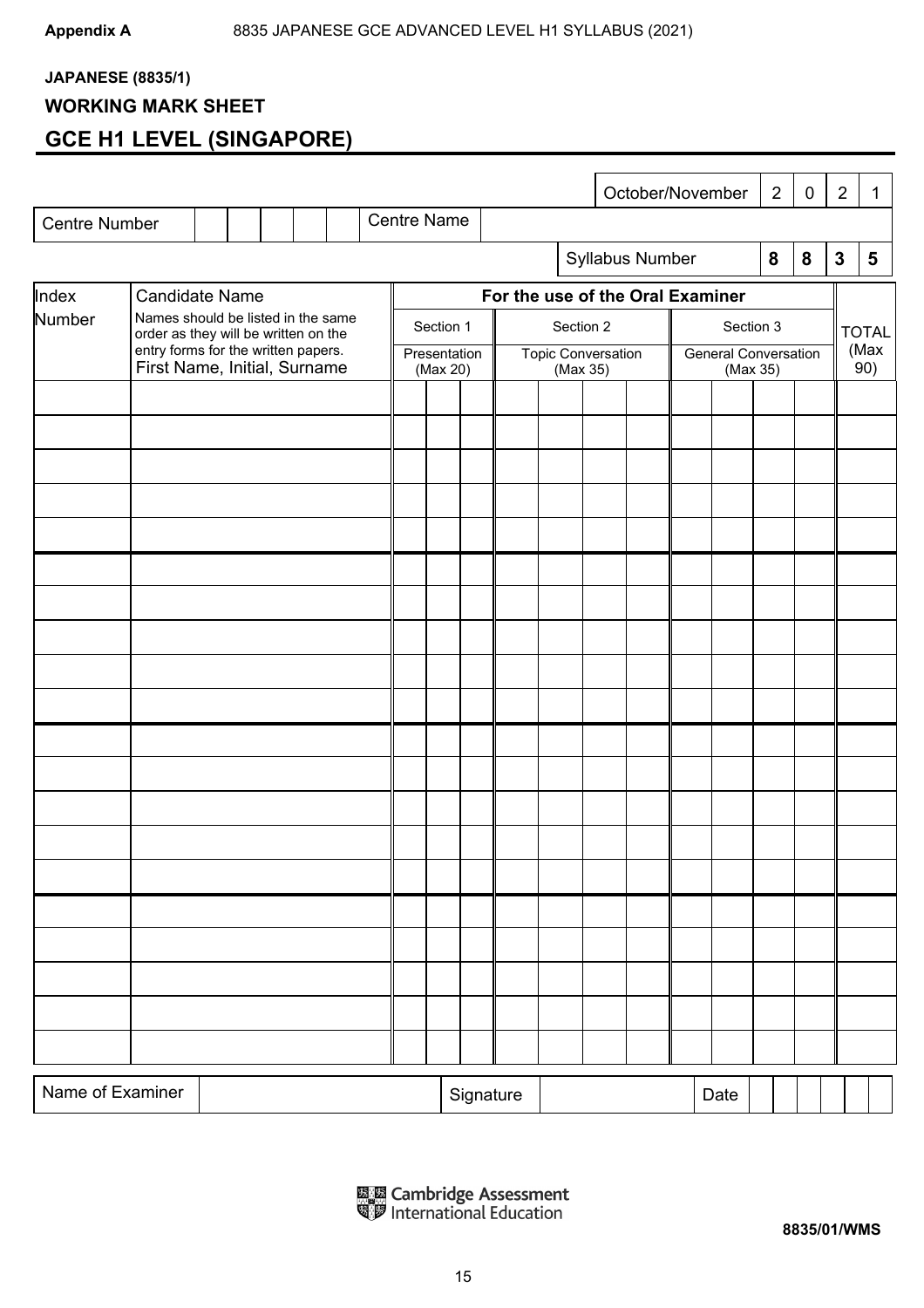**Appendix A** 8835 JAPANESE GCE ADVANCED LEVEL H1 SYLLABUS (2021)

**JAPANESE (8835/1)**

## WORKING MARK SHEET

## GCE H1 LEVEL (SINGAPORE)

| | | | | | | | | | | | | | |
|---|---|---|---|---|---|---|---|---|---|---|---|---|---|
| | | | | | | | | October/November | 2 | 0 | 2 | 1 | |
| Centre Number | | | | | | Centre Name | | | | | | | |
| | | | | | | | | Syllabus Number | **8** | **8** | **3** | **5** | |

| Index Number | Candidate Name<br>Names should be listed in the same order as they will be written on the entry forms for the written papers.<br>First Name, Initial, Surname | For the use of the Oral Examiner | | | | | | | | | | | TOTAL (Max 90) |
|---|---|---|---|---|---|---|---|---|---|---|---|---|---|
| | | Section 1<br>Presentation (Max 20) | | | Section 2<br>Topic Conversation (Max 35) | | | | Section 3<br>General Conversation (Max 35) | | | | |
| | | | | | | | | | | | | | |
| | | | | | | | | | | | | | |
| | | | | | | | | | | | | | |
| | | | | | | | | | | | | | |
| | | | | | | | | | | | | | |
| | | | | | | | | | | | | | |
| | | | | | | | | | | | | | |
| | | | | | | | | | | | | | |
| | | | | | | | | | | | | | |
| | | | | | | | | | | | | | |
| | | | | | | | | | | | | | |
| | | | | | | | | | | | | | |
| | | | | | | | | | | | | | |
| | | | | | | | | | | | | | |
| | | | | | | | | | | | | | |
| | | | | | | | | | | | | | |
| | | | | | | | | | | | | | |
| | | | | | | | | | | | | | |
| | | | | | | | | | | | | | |
| | | | | | | | | | | | | | |

| Name of Examiner | | Signature | | Date | | | | | | |
|---|---|---|---|---|---|---|---|---|---|---|

Cambridge Assessment International Education

**8835/01/WMS**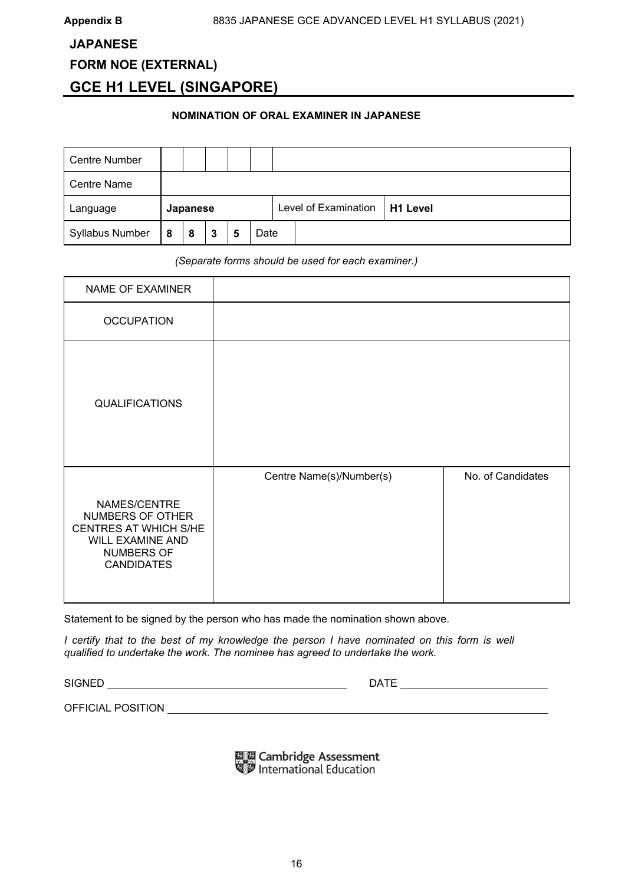**Appendix B**

**JAPANESE**

**FORM NOE (EXTERNAL)**

## GCE H1 LEVEL (SINGAPORE)

**NOMINATION OF ORAL EXAMINER IN JAPANESE**

| | | | | | | | | |
|---|---|---|---|---|---|---|---|---|
| Centre Number | | | | | | | | |
| Centre Name | | | | | | | | |
| Language | **Japanese** | | | | | Level of Examination | **H1 Level** | |
| Syllabus Number | **8** | **8** | **3** | **5** | Date | | | |

*(Separate forms should be used for each examiner.)*

| | | |
|---|---|---|
| NAME OF EXAMINER | | |
| OCCUPATION | | |
| QUALIFICATIONS | | |
| NAMES/CENTRE NUMBERS OF OTHER CENTRES AT WHICH S/HE WILL EXAMINE AND NUMBERS OF CANDIDATES | Centre Name(s)/Number(s) | No. of Candidates |

Statement to be signed by the person who has made the nomination shown above.

*I certify that to the best of my knowledge the person I have nominated on this form is well qualified to undertake the work. The nominee has agreed to undertake the work.*

SIGNED ________________________ DATE ________________

OFFICIAL POSITION ________________________________________

Cambridge Assessment International Education